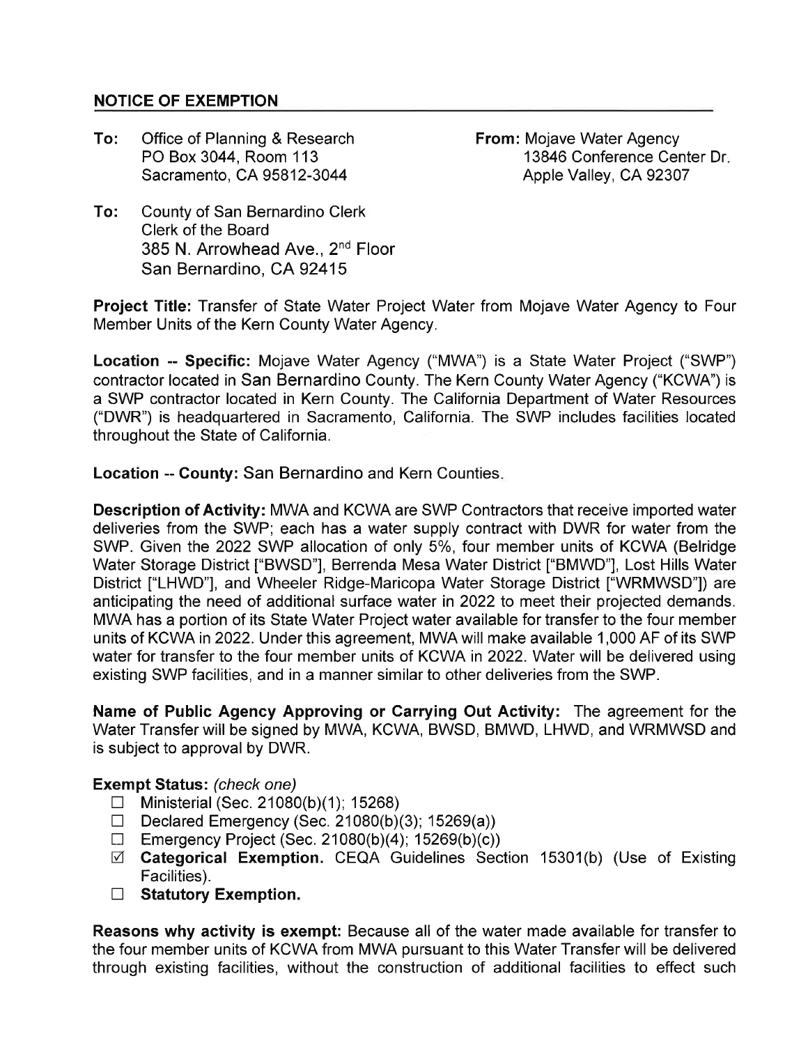## NOTICE OF EXEMPTION

**To:** Office of Planning & Research
PO Box 3044, Room 113
Sacramento, CA 95812-3044

**From:** Mojave Water Agency
13846 Conference Center Dr.
Apple Valley, CA 92307

**To:** County of San Bernardino Clerk
Clerk of the Board
385 N. Arrowhead Ave., 2nd Floor
San Bernardino, CA 92415

**Project Title:** Transfer of State Water Project Water from Mojave Water Agency to Four Member Units of the Kern County Water Agency.

**Location -- Specific:** Mojave Water Agency ("MWA") is a State Water Project ("SWP") contractor located in San Bernardino County. The Kern County Water Agency ("KCWA") is a SWP contractor located in Kern County. The California Department of Water Resources ("DWR") is headquartered in Sacramento, California. The SWP includes facilities located throughout the State of California.

**Location -- County:** San Bernardino and Kern Counties.

**Description of Activity:** MWA and KCWA are SWP Contractors that receive imported water deliveries from the SWP; each has a water supply contract with DWR for water from the SWP. Given the 2022 SWP allocation of only 5%, four member units of KCWA (Belridge Water Storage District ["BWSD"], Berrenda Mesa Water District ["BMWD"], Lost Hills Water District ["LHWD"], and Wheeler Ridge-Maricopa Water Storage District ["WRMWSD"]) are anticipating the need of additional surface water in 2022 to meet their projected demands. MWA has a portion of its State Water Project water available for transfer to the four member units of KCWA in 2022. Under this agreement, MWA will make available 1,000 AF of its SWP water for transfer to the four member units of KCWA in 2022. Water will be delivered using existing SWP facilities, and in a manner similar to other deliveries from the SWP.

**Name of Public Agency Approving or Carrying Out Activity:** The agreement for the Water Transfer will be signed by MWA, KCWA, BWSD, BMWD, LHWD, and WRMWSD and is subject to approval by DWR.

**Exempt Status:** *(check one)*

- ☐ Ministerial (Sec. 21080(b)(1); 15268)
- ☐ Declared Emergency (Sec. 21080(b)(3); 15269(a))
- ☐ Emergency Project (Sec. 21080(b)(4); 15269(b)(c))
- ☑ **Categorical Exemption.** CEQA Guidelines Section 15301(b) (Use of Existing Facilities).
- ☐ **Statutory Exemption.**

**Reasons why activity is exempt:** Because all of the water made available for transfer to the four member units of KCWA from MWA pursuant to this Water Transfer will be delivered through existing facilities, without the construction of additional facilities to effect such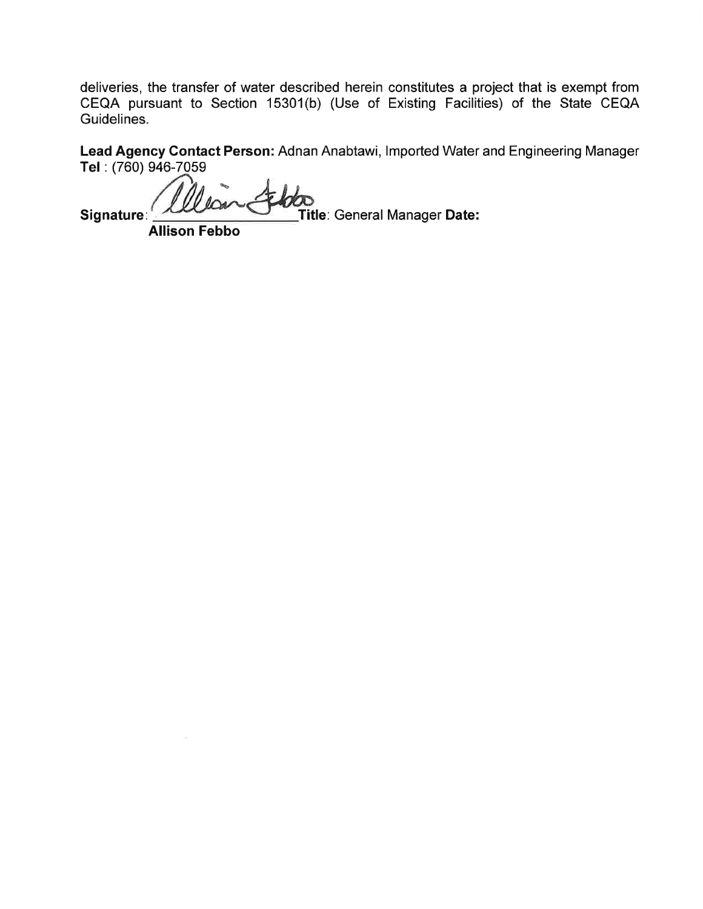deliveries, the transfer of water described herein constitutes a project that is exempt from CEQA pursuant to Section 15301(b) (Use of Existing Facilities) of the State CEQA Guidelines.

**Lead Agency Contact Person:** Adnan Anabtawi, Imported Water and Engineering Manager
**Tel** : (760) 946-7059

**Signature**: ____________________ **Title**: General Manager **Date:**
**Allison Febbo**